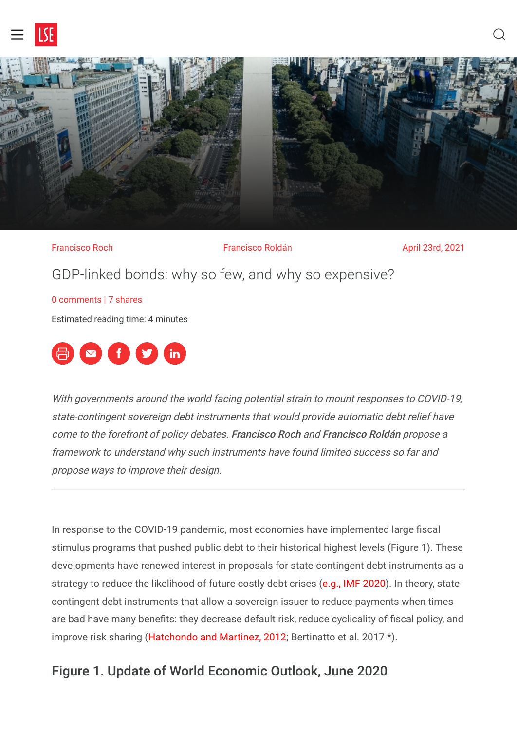Francisco Roch Francisco Roldán April 23rd, 2021

# GDP-linked bonds: why so few, and why so expensive?

0 comments | 7 shares

Estimated reading time: 4 minutes

*With governments around the world facing potential strain to mount responses to COVID-19, state-contingent sovereign debt instruments that would provide automatic debt relief have come to the forefront of policy debates.* ***Francisco Roch*** *and* ***Francisco Roldán*** *propose a framework to understand why such instruments have found limited success so far and propose ways to improve their design.*

---

In response to the COVID-19 pandemic, most economies have implemented large fiscal stimulus programs that pushed public debt to their historical highest levels (Figure 1). These developments have renewed interest in proposals for state-contingent debt instruments as a strategy to reduce the likelihood of future costly debt crises (e.g., IMF 2020). In theory, state-contingent debt instruments that allow a sovereign issuer to reduce payments when times are bad have many benefits: they decrease default risk, reduce cyclicality of fiscal policy, and improve risk sharing (Hatchondo and Martinez, 2012; Bertinatto et al. 2017 *).

## Figure 1. Update of World Economic Outlook, June 2020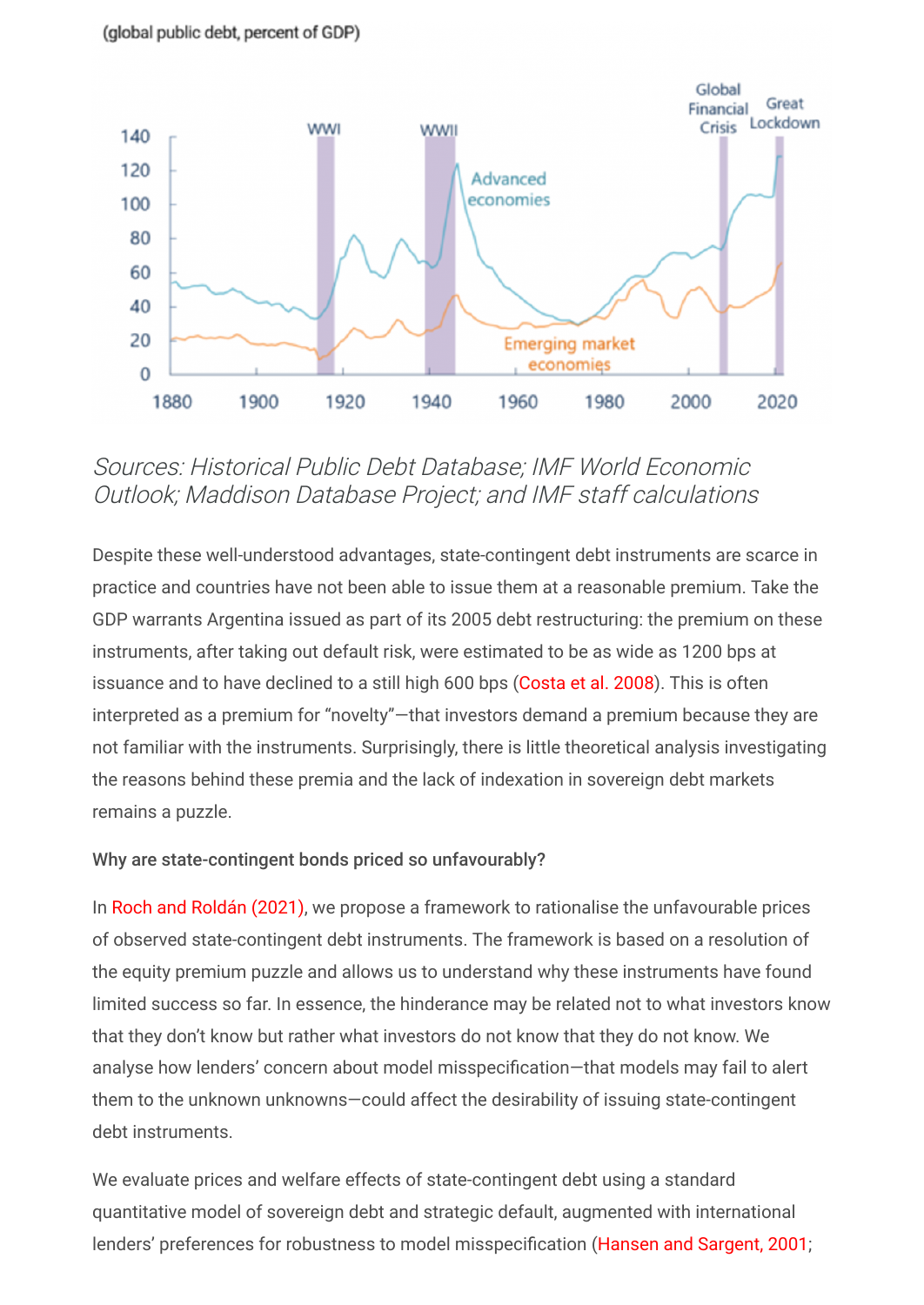(global public debt, percent of GDP)

Sources: *Historical Public Debt Database; IMF World Economic Outlook; Maddison Database Project; and IMF staff calculations*

Despite these well-understood advantages, state-contingent debt instruments are scarce in practice and countries have not been able to issue them at a reasonable premium. Take the GDP warrants Argentina issued as part of its 2005 debt restructuring: the premium on these instruments, after taking out default risk, were estimated to be as wide as 1200 bps at issuance and to have declined to a still high 600 bps (Costa et al. 2008). This is often interpreted as a premium for "novelty"—that investors demand a premium because they are not familiar with the instruments. Surprisingly, there is little theoretical analysis investigating the reasons behind these premia and the lack of indexation in sovereign debt markets remains a puzzle.

**Why are state-contingent bonds priced so unfavourably?**

In Roch and Roldán (2021), we propose a framework to rationalise the unfavourable prices of observed state-contingent debt instruments. The framework is based on a resolution of the equity premium puzzle and allows us to understand why these instruments have found limited success so far. In essence, the hinderance may be related not to what investors know that they don't know but rather what investors do not know that they do not know. We analyse how lenders' concern about model misspecification—that models may fail to alert them to the unknown unknowns—could affect the desirability of issuing state-contingent debt instruments.

We evaluate prices and welfare effects of state-contingent debt using a standard quantitative model of sovereign debt and strategic default, augmented with international lenders' preferences for robustness to model misspecification (Hansen and Sargent, 2001;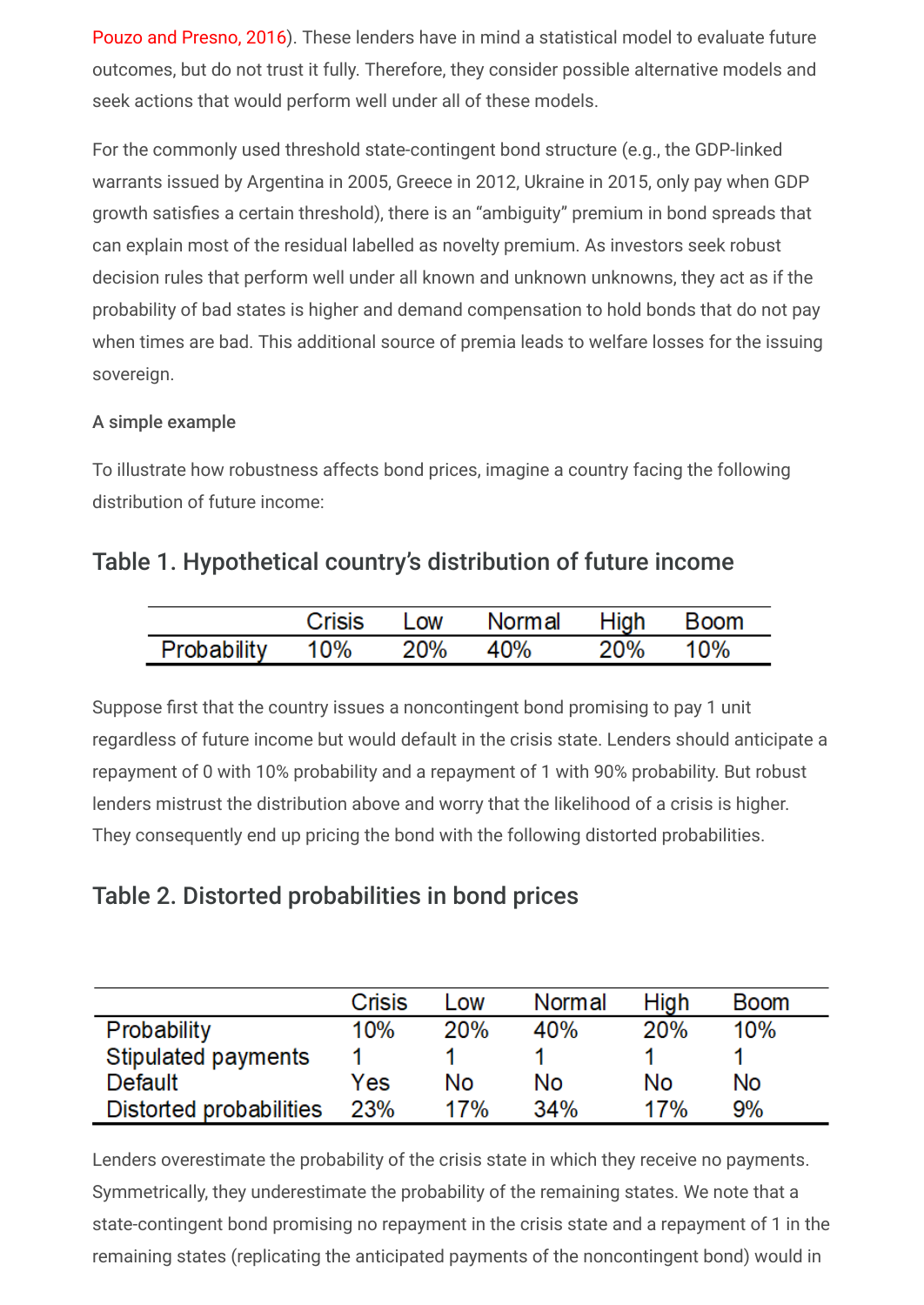Pouzo and Presno, 2016). These lenders have in mind a statistical model to evaluate future outcomes, but do not trust it fully. Therefore, they consider possible alternative models and seek actions that would perform well under all of these models.

For the commonly used threshold state-contingent bond structure (e.g., the GDP-linked warrants issued by Argentina in 2005, Greece in 2012, Ukraine in 2015, only pay when GDP growth satisfies a certain threshold), there is an "ambiguity" premium in bond spreads that can explain most of the residual labelled as novelty premium. As investors seek robust decision rules that perform well under all known and unknown unknowns, they act as if the probability of bad states is higher and demand compensation to hold bonds that do not pay when times are bad. This additional source of premia leads to welfare losses for the issuing sovereign.

**A simple example**

To illustrate how robustness affects bond prices, imagine a country facing the following distribution of future income:

## Table 1. Hypothetical country's distribution of future income

| | Crisis | Low | Normal | High | Boom |
|---|---|---|---|---|---|
| Probability | 10% | 20% | 40% | 20% | 10% |

Suppose first that the country issues a noncontingent bond promising to pay 1 unit regardless of future income but would default in the crisis state. Lenders should anticipate a repayment of 0 with 10% probability and a repayment of 1 with 90% probability. But robust lenders mistrust the distribution above and worry that the likelihood of a crisis is higher. They consequently end up pricing the bond with the following distorted probabilities.

## Table 2. Distorted probabilities in bond prices

| | Crisis | Low | Normal | High | Boom |
|---|---|---|---|---|---|
| Probability | 10% | 20% | 40% | 20% | 10% |
| Stipulated payments | 1 | 1 | 1 | 1 | 1 |
| Default | Yes | No | No | No | No |
| Distorted probabilities | 23% | 17% | 34% | 17% | 9% |

Lenders overestimate the probability of the crisis state in which they receive no payments. Symmetrically, they underestimate the probability of the remaining states. We note that a state-contingent bond promising no repayment in the crisis state and a repayment of 1 in the remaining states (replicating the anticipated payments of the noncontingent bond) would in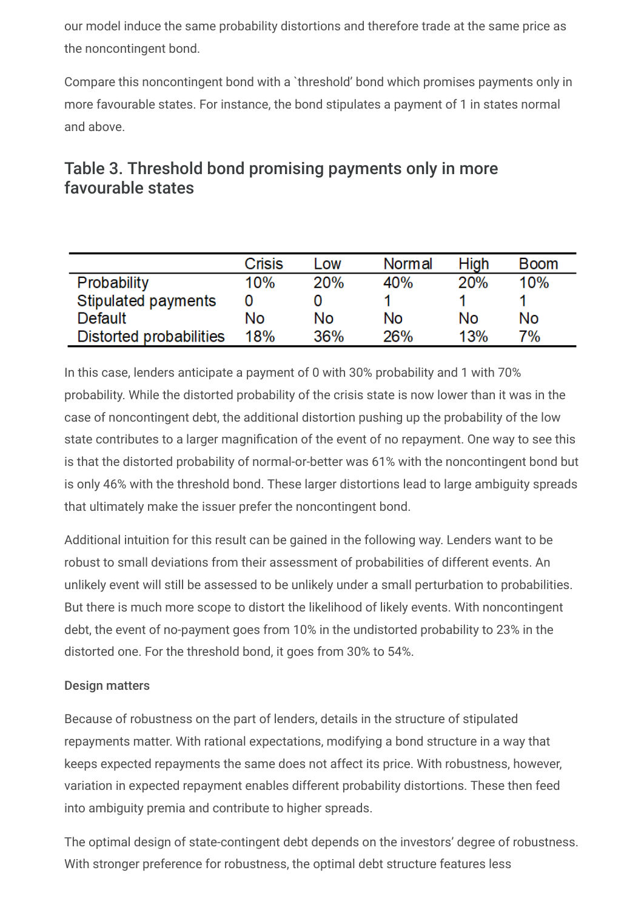our model induce the same probability distortions and therefore trade at the same price as the noncontingent bond.

Compare this noncontingent bond with a `threshold' bond which promises payments only in more favourable states. For instance, the bond stipulates a payment of 1 in states normal and above.

## Table 3. Threshold bond promising payments only in more favourable states

| | Crisis | Low | Normal | High | Boom |
|---|---|---|---|---|---|
| Probability | 10% | 20% | 40% | 20% | 10% |
| Stipulated payments | 0 | 0 | 1 | 1 | 1 |
| Default | No | No | No | No | No |
| Distorted probabilities | 18% | 36% | 26% | 13% | 7% |

In this case, lenders anticipate a payment of 0 with 30% probability and 1 with 70% probability. While the distorted probability of the crisis state is now lower than it was in the case of noncontingent debt, the additional distortion pushing up the probability of the low state contributes to a larger magnification of the event of no repayment. One way to see this is that the distorted probability of normal-or-better was 61% with the noncontingent bond but is only 46% with the threshold bond. These larger distortions lead to large ambiguity spreads that ultimately make the issuer prefer the noncontingent bond.

Additional intuition for this result can be gained in the following way. Lenders want to be robust to small deviations from their assessment of probabilities of different events. An unlikely event will still be assessed to be unlikely under a small perturbation to probabilities. But there is much more scope to distort the likelihood of likely events. With noncontingent debt, the event of no-payment goes from 10% in the undistorted probability to 23% in the distorted one. For the threshold bond, it goes from 30% to 54%.

#### Design matters

Because of robustness on the part of lenders, details in the structure of stipulated repayments matter. With rational expectations, modifying a bond structure in a way that keeps expected repayments the same does not affect its price. With robustness, however, variation in expected repayment enables different probability distortions. These then feed into ambiguity premia and contribute to higher spreads.

The optimal design of state-contingent debt depends on the investors' degree of robustness. With stronger preference for robustness, the optimal debt structure features less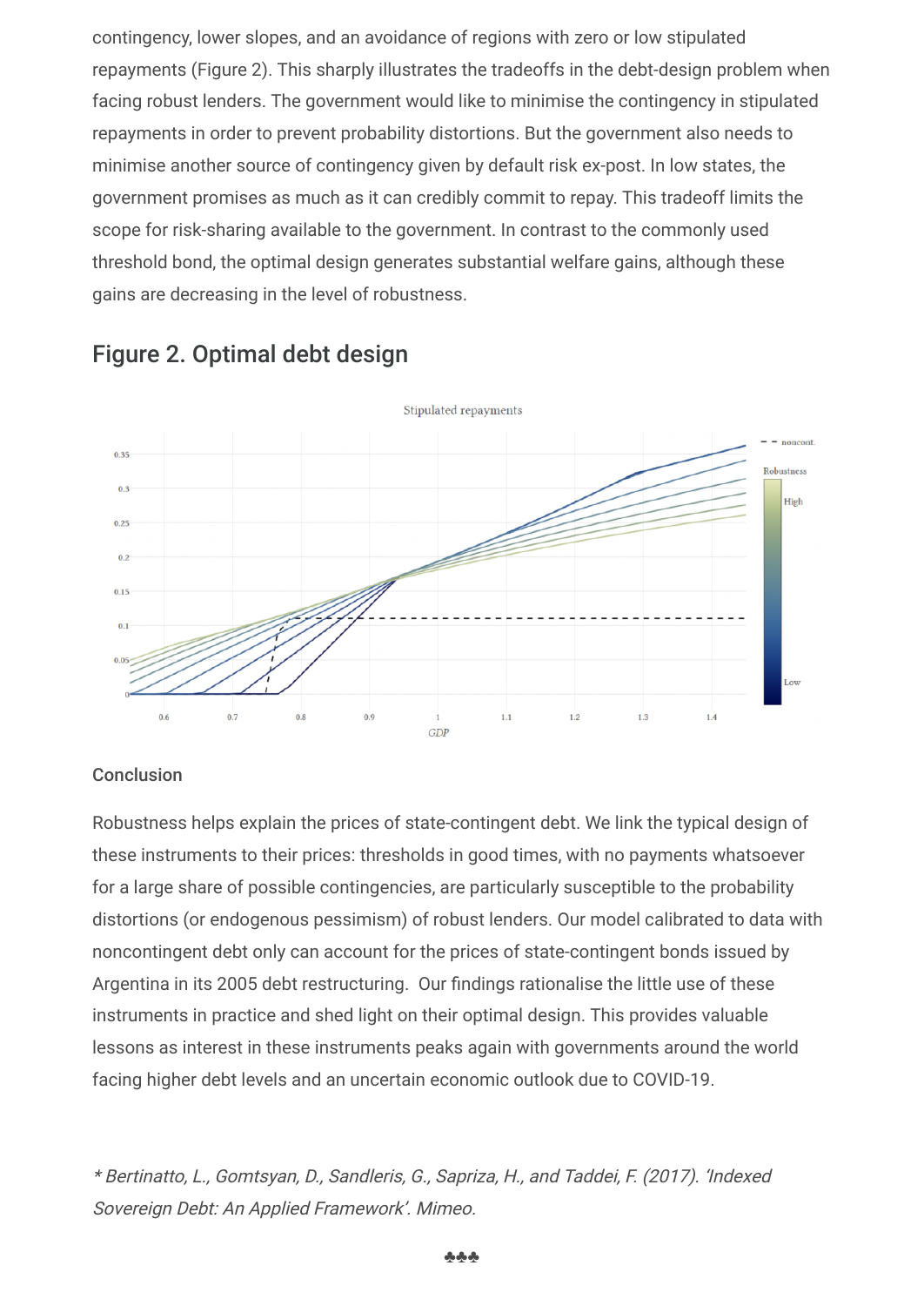contingency, lower slopes, and an avoidance of regions with zero or low stipulated repayments (Figure 2). This sharply illustrates the tradeoffs in the debt-design problem when facing robust lenders. The government would like to minimise the contingency in stipulated repayments in order to prevent probability distortions. But the government also needs to minimise another source of contingency given by default risk ex-post. In low states, the government promises as much as it can credibly commit to repay. This tradeoff limits the scope for risk-sharing available to the government. In contrast to the commonly used threshold bond, the optimal design generates substantial welfare gains, although these gains are decreasing in the level of robustness.

## Figure 2. Optimal debt design

### Conclusion

Robustness helps explain the prices of state-contingent debt. We link the typical design of these instruments to their prices: thresholds in good times, with no payments whatsoever for a large share of possible contingencies, are particularly susceptible to the probability distortions (or endogenous pessimism) of robust lenders. Our model calibrated to data with noncontingent debt only can account for the prices of state-contingent bonds issued by Argentina in its 2005 debt restructuring. Our findings rationalise the little use of these instruments in practice and shed light on their optimal design. This provides valuable lessons as interest in these instruments peaks again with governments around the world facing higher debt levels and an uncertain economic outlook due to COVID-19.

*\* Bertinatto, L., Gomtsyan, D., Sandleris, G., Sapriza, H., and Taddei, F. (2017). 'Indexed Sovereign Debt: An Applied Framework'. Mimeo.*

♣♣♣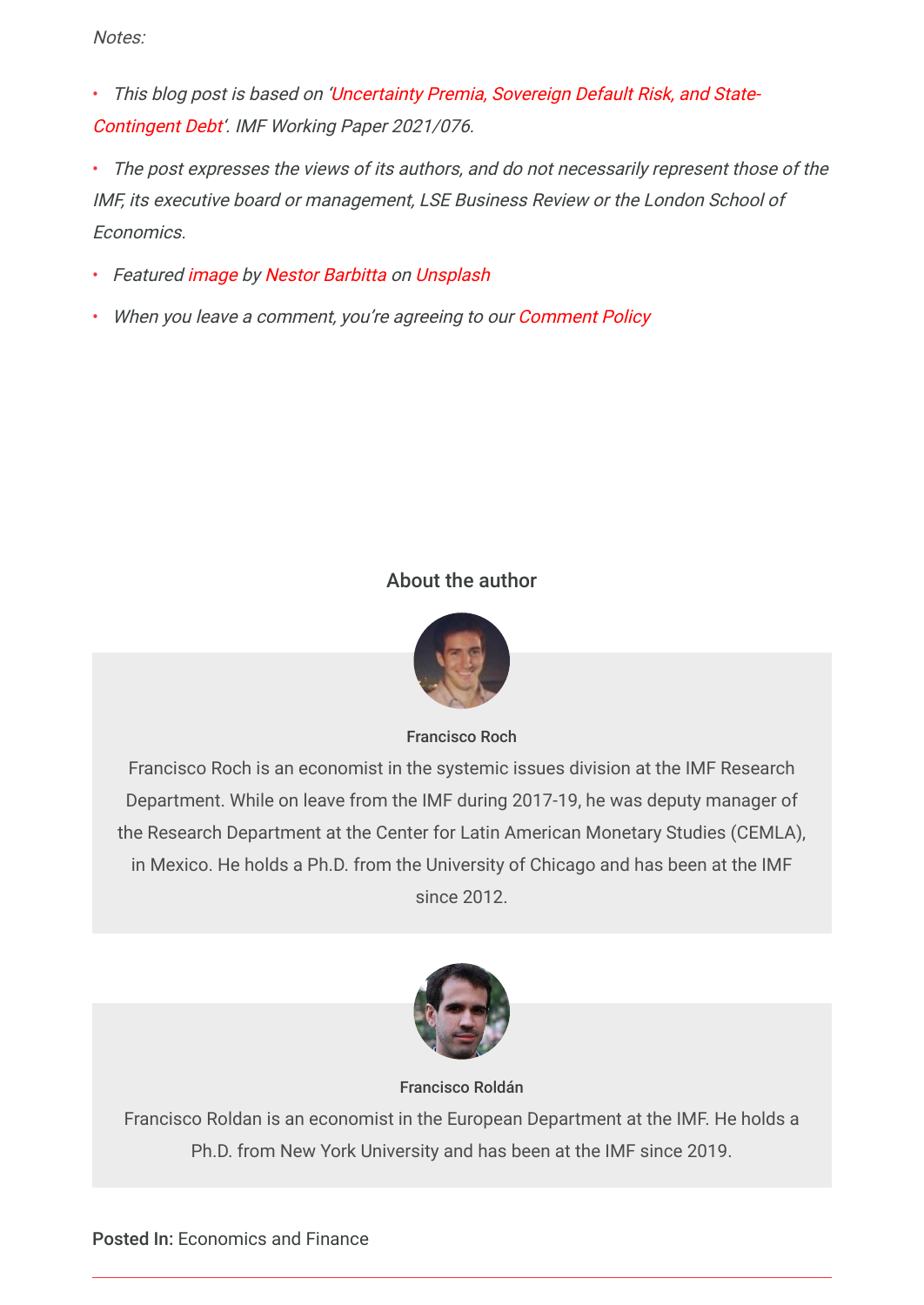*Notes:*

- *This blog post is based on '[Uncertainty Premia, Sovereign Default Risk, and State-Contingent Debt](#)'. IMF Working Paper 2021/076.*
- *The post expresses the views of its authors, and do not necessarily represent those of the IMF, its executive board or management, LSE Business Review or the London School of Economics.*
- *Featured image by Nestor Barbitta on Unsplash*
- *When you leave a comment, you're agreeing to our Comment Policy*

### About the author

**Francisco Roch**

Francisco Roch is an economist in the systemic issues division at the IMF Research Department. While on leave from the IMF during 2017-19, he was deputy manager of the Research Department at the Center for Latin American Monetary Studies (CEMLA), in Mexico. He holds a Ph.D. from the University of Chicago and has been at the IMF since 2012.

**Francisco Roldán**

Francisco Roldan is an economist in the European Department at the IMF. He holds a Ph.D. from New York University and has been at the IMF since 2019.

**Posted In:** Economics and Finance